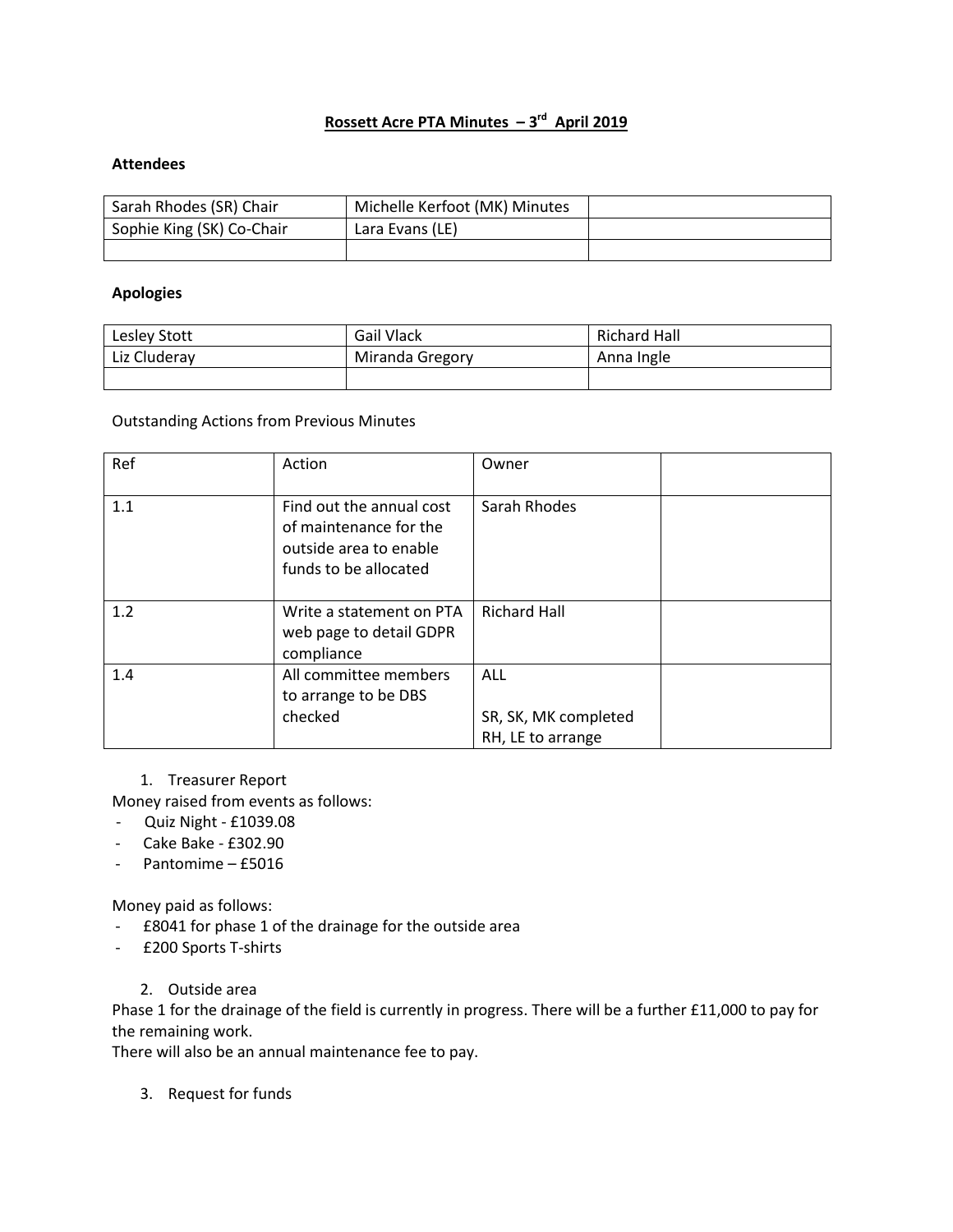# Rossett Acre PTA Minutes – 3rd April 2019

### Attendees

| | | |
|---|---|---|
| Sarah Rhodes (SR) Chair | Michelle Kerfoot (MK) Minutes | |
| Sophie King (SK) Co-Chair | Lara Evans (LE) | |
| | | |

### Apologies

| | | |
|---|---|---|
| Lesley Stott | Gail Vlack | Richard Hall |
| Liz Cluderay | Miranda Gregory | Anna Ingle |
| | | |

Outstanding Actions from Previous Minutes

| Ref | Action | Owner | |
|---|---|---|---|
| 1.1 | Find out the annual cost of maintenance for the outside area to enable funds to be allocated | Sarah Rhodes | |
| 1.2 | Write a statement on PTA web page to detail GDPR compliance | Richard Hall | |
| 1.4 | All committee members to arrange to be DBS checked | ALL<br><br>SR, SK, MK completed<br>RH, LE to arrange | |

1. Treasurer Report

Money raised from events as follows:

- Quiz Night - £1039.08
- Cake Bake - £302.90
- Pantomime – £5016

Money paid as follows:

- £8041 for phase 1 of the drainage for the outside area
- £200 Sports T-shirts

2. Outside area

Phase 1 for the drainage of the field is currently in progress. There will be a further £11,000 to pay for the remaining work.
There will also be an annual maintenance fee to pay.

3. Request for funds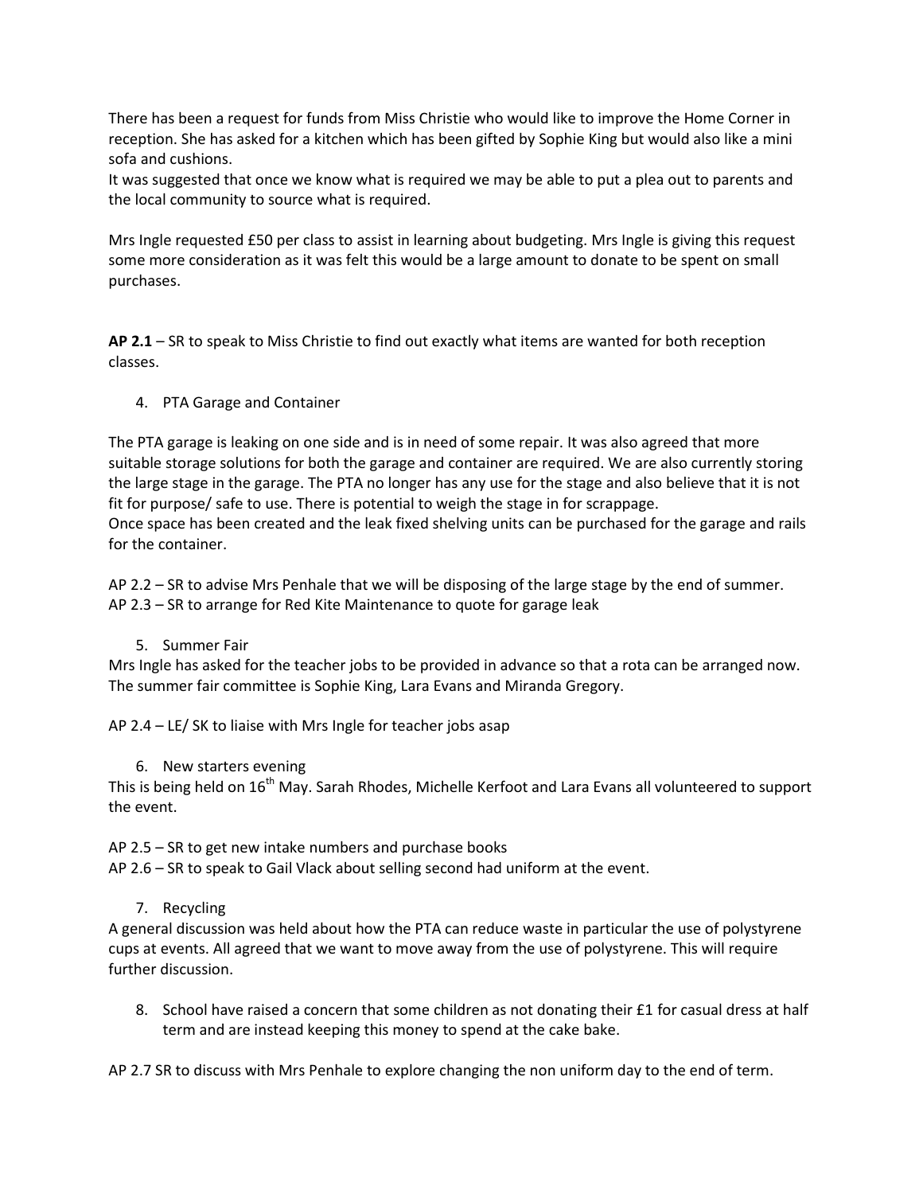There has been a request for funds from Miss Christie who would like to improve the Home Corner in reception. She has asked for a kitchen which has been gifted by Sophie King but would also like a mini sofa and cushions.
It was suggested that once we know what is required we may be able to put a plea out to parents and the local community to source what is required.

Mrs Ingle requested £50 per class to assist in learning about budgeting. Mrs Ingle is giving this request some more consideration as it was felt this would be a large amount to donate to be spent on small purchases.

**AP 2.1** – SR to speak to Miss Christie to find out exactly what items are wanted for both reception classes.

4. PTA Garage and Container

The PTA garage is leaking on one side and is in need of some repair. It was also agreed that more suitable storage solutions for both the garage and container are required. We are also currently storing the large stage in the garage. The PTA no longer has any use for the stage and also believe that it is not fit for purpose/ safe to use. There is potential to weigh the stage in for scrappage.
Once space has been created and the leak fixed shelving units can be purchased for the garage and rails for the container.

AP 2.2 – SR to advise Mrs Penhale that we will be disposing of the large stage by the end of summer.
AP 2.3 – SR to arrange for Red Kite Maintenance to quote for garage leak

5. Summer Fair

Mrs Ingle has asked for the teacher jobs to be provided in advance so that a rota can be arranged now. The summer fair committee is Sophie King, Lara Evans and Miranda Gregory.

AP 2.4 – LE/ SK to liaise with Mrs Ingle for teacher jobs asap

6. New starters evening

This is being held on 16th May. Sarah Rhodes, Michelle Kerfoot and Lara Evans all volunteered to support the event.

AP 2.5 – SR to get new intake numbers and purchase books
AP 2.6 – SR to speak to Gail Vlack about selling second had uniform at the event.

7. Recycling

A general discussion was held about how the PTA can reduce waste in particular the use of polystyrene cups at events. All agreed that we want to move away from the use of polystyrene. This will require further discussion.

8. School have raised a concern that some children as not donating their £1 for casual dress at half term and are instead keeping this money to spend at the cake bake.

AP 2.7 SR to discuss with Mrs Penhale to explore changing the non uniform day to the end of term.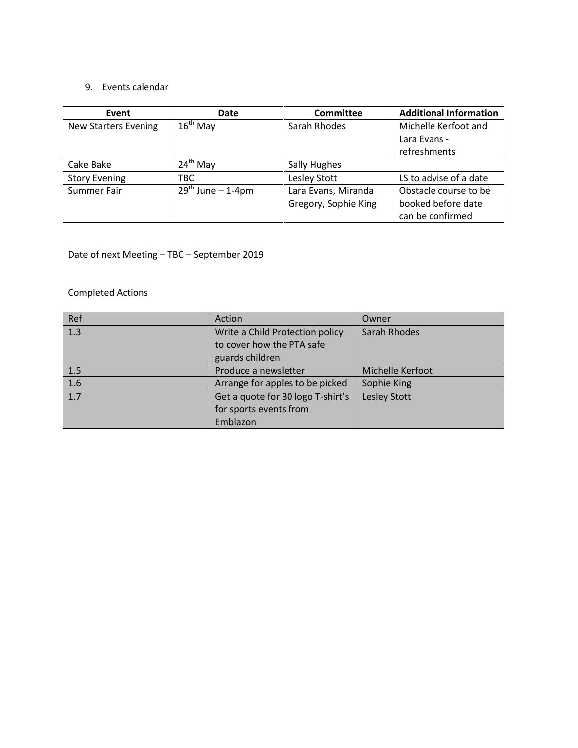9. Events calendar

| Event | Date | Committee | Additional Information |
| --- | --- | --- | --- |
| New Starters Evening | 16th May | Sarah Rhodes | Michelle Kerfoot and Lara Evans - refreshments |
| Cake Bake | 24th May | Sally Hughes | |
| Story Evening | TBC | Lesley Stott | LS to advise of a date |
| Summer Fair | 29th June – 1-4pm | Lara Evans, Miranda Gregory, Sophie King | Obstacle course to be booked before date can be confirmed |

Date of next Meeting – TBC – September 2019

Completed Actions

| Ref | Action | Owner |
| --- | --- | --- |
| 1.3 | Write a Child Protection policy to cover how the PTA safe guards children | Sarah Rhodes |
| 1.5 | Produce a newsletter | Michelle Kerfoot |
| 1.6 | Arrange for apples to be picked | Sophie King |
| 1.7 | Get a quote for 30 logo T-shirt's for sports events from Emblazon | Lesley Stott |